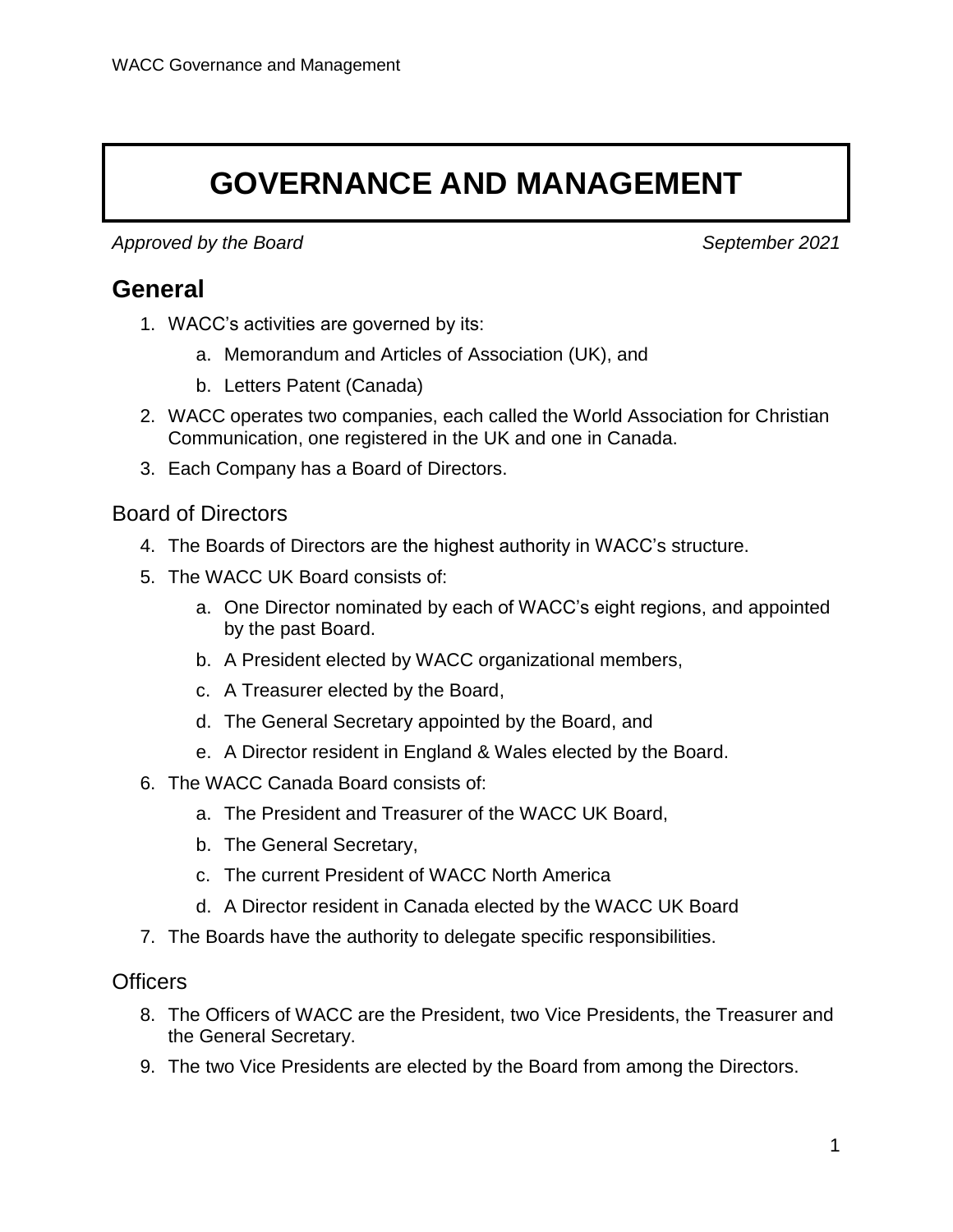# GOVERNANCE AND MANAGEMENT

*Approved by the Board* *September 2021*

## General

1. WACC's activities are governed by its:
   a. Memorandum and Articles of Association (UK), and
   b. Letters Patent (Canada)
2. WACC operates two companies, each called the World Association for Christian Communication, one registered in the UK and one in Canada.
3. Each Company has a Board of Directors.

### Board of Directors

4. The Boards of Directors are the highest authority in WACC's structure.
5. The WACC UK Board consists of:
   a. One Director nominated by each of WACC's eight regions, and appointed by the past Board.
   b. A President elected by WACC organizational members,
   c. A Treasurer elected by the Board,
   d. The General Secretary appointed by the Board, and
   e. A Director resident in England & Wales elected by the Board.
6. The WACC Canada Board consists of:
   a. The President and Treasurer of the WACC UK Board,
   b. The General Secretary,
   c. The current President of WACC North America
   d. A Director resident in Canada elected by the WACC UK Board
7. The Boards have the authority to delegate specific responsibilities.

### Officers

8. The Officers of WACC are the President, two Vice Presidents, the Treasurer and the General Secretary.
9. The two Vice Presidents are elected by the Board from among the Directors.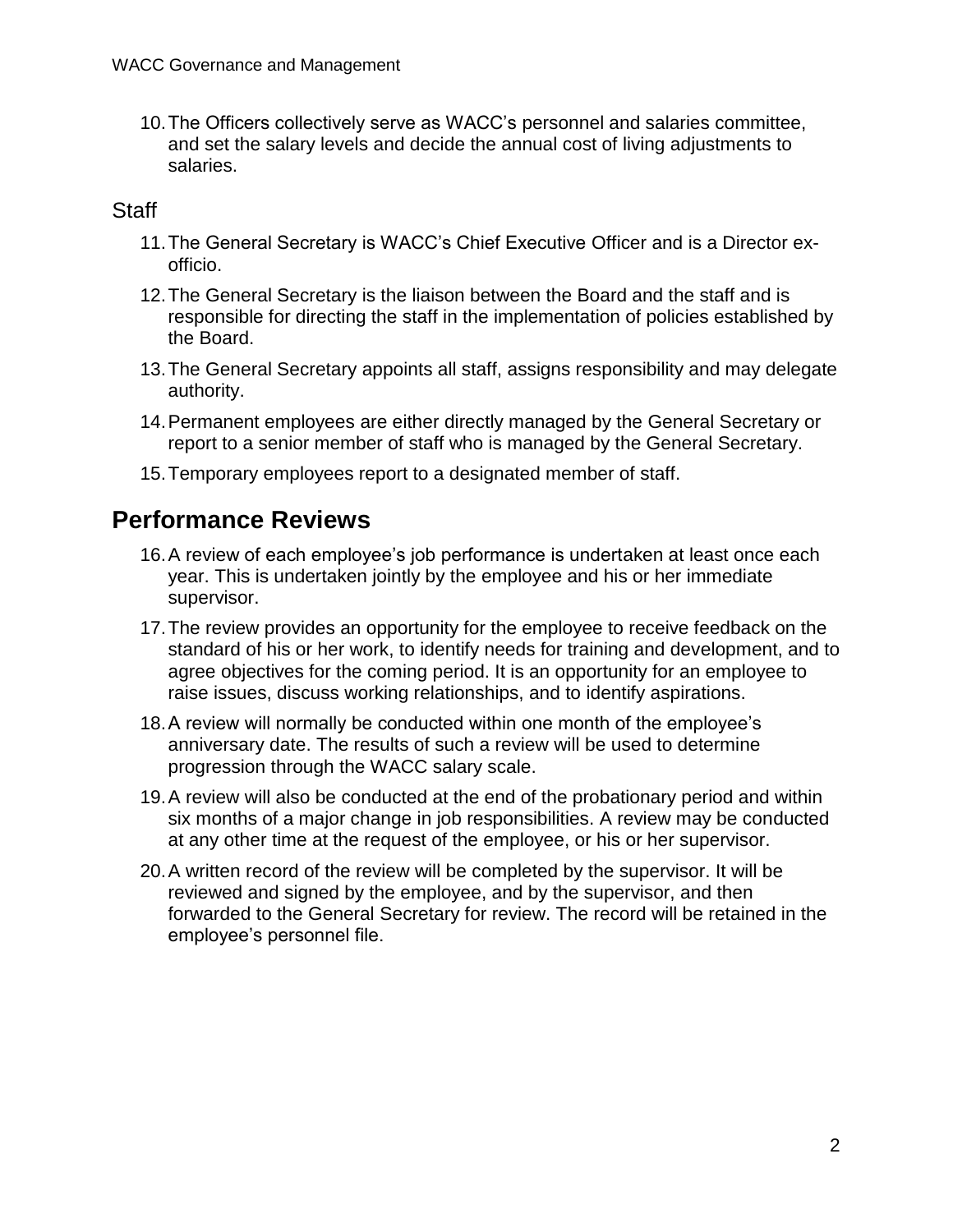10. The Officers collectively serve as WACC's personnel and salaries committee, and set the salary levels and decide the annual cost of living adjustments to salaries.

### Staff

11. The General Secretary is WACC's Chief Executive Officer and is a Director ex-officio.
12. The General Secretary is the liaison between the Board and the staff and is responsible for directing the staff in the implementation of policies established by the Board.
13. The General Secretary appoints all staff, assigns responsibility and may delegate authority.
14. Permanent employees are either directly managed by the General Secretary or report to a senior member of staff who is managed by the General Secretary.
15. Temporary employees report to a designated member of staff.

## Performance Reviews

16. A review of each employee's job performance is undertaken at least once each year. This is undertaken jointly by the employee and his or her immediate supervisor.
17. The review provides an opportunity for the employee to receive feedback on the standard of his or her work, to identify needs for training and development, and to agree objectives for the coming period. It is an opportunity for an employee to raise issues, discuss working relationships, and to identify aspirations.
18. A review will normally be conducted within one month of the employee's anniversary date. The results of such a review will be used to determine progression through the WACC salary scale.
19. A review will also be conducted at the end of the probationary period and within six months of a major change in job responsibilities. A review may be conducted at any other time at the request of the employee, or his or her supervisor.
20. A written record of the review will be completed by the supervisor. It will be reviewed and signed by the employee, and by the supervisor, and then forwarded to the General Secretary for review. The record will be retained in the employee's personnel file.